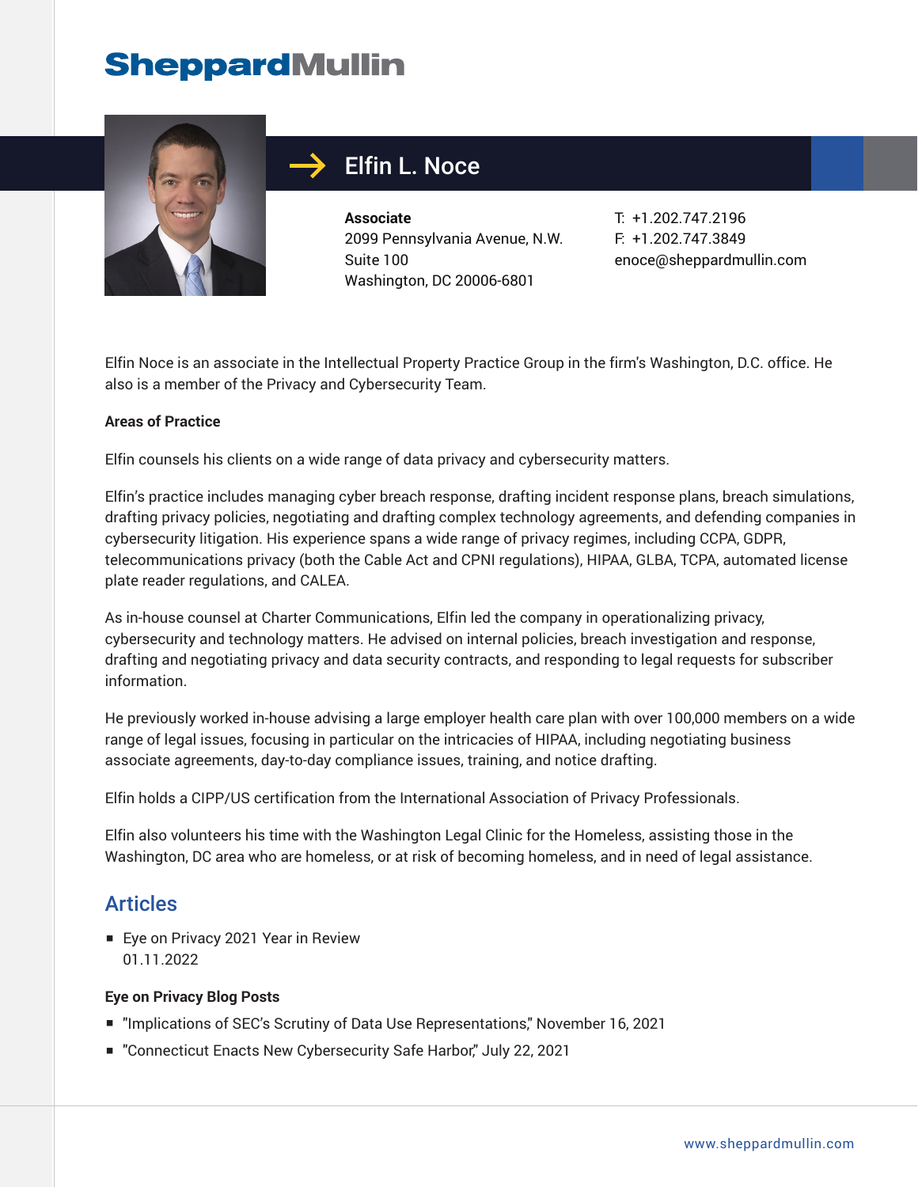SheppardMullin

# Elfin L. Noce

**Associate**
2099 Pennsylvania Avenue, N.W.
Suite 100
Washington, DC 20006-6801

T: +1.202.747.2196
F: +1.202.747.3849
enoce@sheppardmullin.com

Elfin Noce is an associate in the Intellectual Property Practice Group in the firm's Washington, D.C. office. He also is a member of the Privacy and Cybersecurity Team.

**Areas of Practice**

Elfin counsels his clients on a wide range of data privacy and cybersecurity matters.

Elfin's practice includes managing cyber breach response, drafting incident response plans, breach simulations, drafting privacy policies, negotiating and drafting complex technology agreements, and defending companies in cybersecurity litigation. His experience spans a wide range of privacy regimes, including CCPA, GDPR, telecommunications privacy (both the Cable Act and CPNI regulations), HIPAA, GLBA, TCPA, automated license plate reader regulations, and CALEA.

As in-house counsel at Charter Communications, Elfin led the company in operationalizing privacy, cybersecurity and technology matters. He advised on internal policies, breach investigation and response, drafting and negotiating privacy and data security contracts, and responding to legal requests for subscriber information.

He previously worked in-house advising a large employer health care plan with over 100,000 members on a wide range of legal issues, focusing in particular on the intricacies of HIPAA, including negotiating business associate agreements, day-to-day compliance issues, training, and notice drafting.

Elfin holds a CIPP/US certification from the International Association of Privacy Professionals.

Elfin also volunteers his time with the Washington Legal Clinic for the Homeless, assisting those in the Washington, DC area who are homeless, or at risk of becoming homeless, and in need of legal assistance.

## Articles

- Eye on Privacy 2021 Year in Review
  01.11.2022

**Eye on Privacy Blog Posts**

- "Implications of SEC's Scrutiny of Data Use Representations," November 16, 2021
- "Connecticut Enacts New Cybersecurity Safe Harbor," July 22, 2021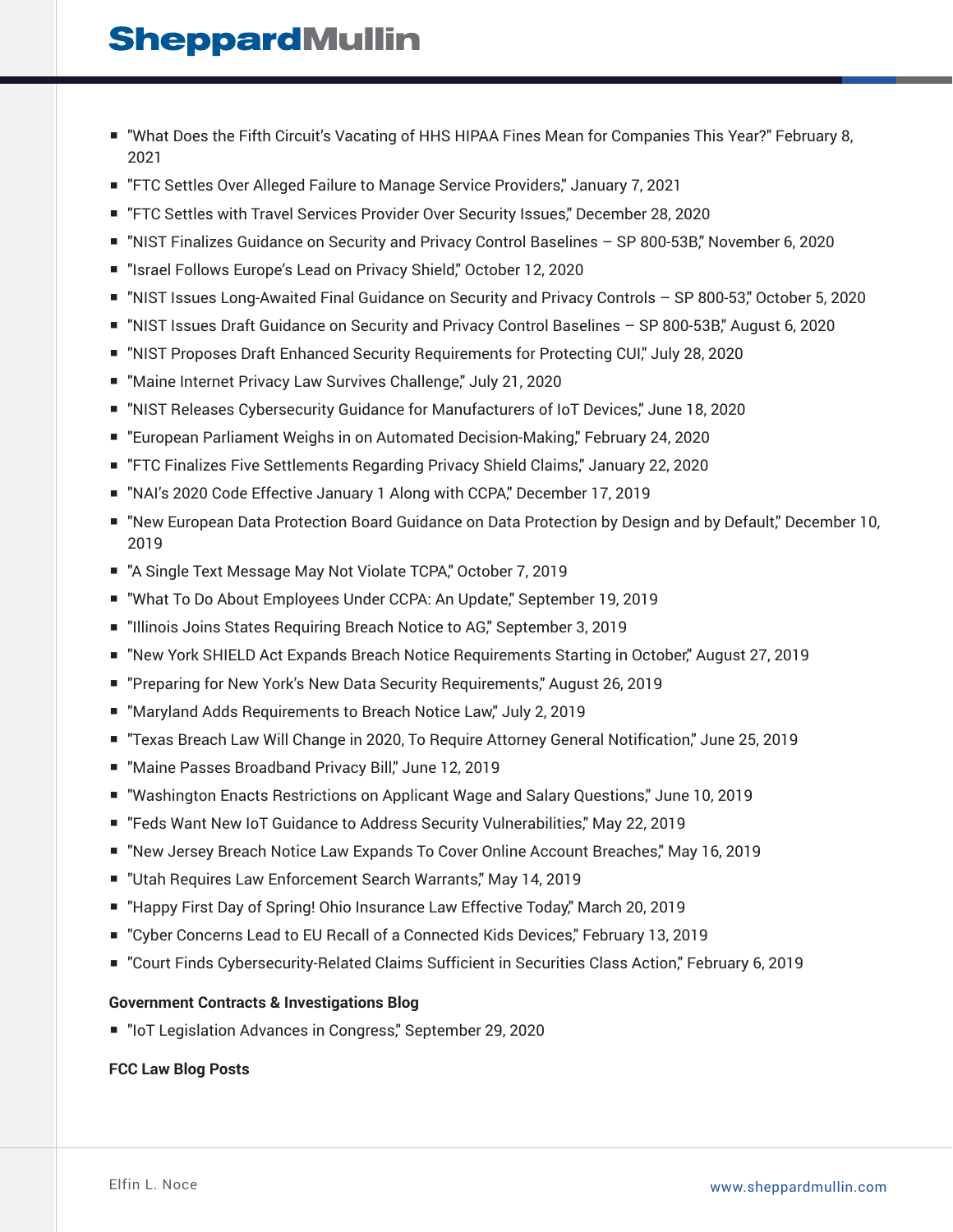- "What Does the Fifth Circuit's Vacating of HHS HIPAA Fines Mean for Companies This Year?" February 8, 2021
- "FTC Settles Over Alleged Failure to Manage Service Providers," January 7, 2021
- "FTC Settles with Travel Services Provider Over Security Issues," December 28, 2020
- "NIST Finalizes Guidance on Security and Privacy Control Baselines – SP 800-53B," November 6, 2020
- "Israel Follows Europe's Lead on Privacy Shield," October 12, 2020
- "NIST Issues Long-Awaited Final Guidance on Security and Privacy Controls – SP 800-53," October 5, 2020
- "NIST Issues Draft Guidance on Security and Privacy Control Baselines – SP 800-53B," August 6, 2020
- "NIST Proposes Draft Enhanced Security Requirements for Protecting CUI," July 28, 2020
- "Maine Internet Privacy Law Survives Challenge," July 21, 2020
- "NIST Releases Cybersecurity Guidance for Manufacturers of IoT Devices," June 18, 2020
- "European Parliament Weighs in on Automated Decision-Making," February 24, 2020
- "FTC Finalizes Five Settlements Regarding Privacy Shield Claims," January 22, 2020
- "NAI's 2020 Code Effective January 1 Along with CCPA," December 17, 2019
- "New European Data Protection Board Guidance on Data Protection by Design and by Default," December 10, 2019
- "A Single Text Message May Not Violate TCPA," October 7, 2019
- "What To Do About Employees Under CCPA: An Update," September 19, 2019
- "Illinois Joins States Requiring Breach Notice to AG," September 3, 2019
- "New York SHIELD Act Expands Breach Notice Requirements Starting in October," August 27, 2019
- "Preparing for New York's New Data Security Requirements," August 26, 2019
- "Maryland Adds Requirements to Breach Notice Law," July 2, 2019
- "Texas Breach Law Will Change in 2020, To Require Attorney General Notification," June 25, 2019
- "Maine Passes Broadband Privacy Bill," June 12, 2019
- "Washington Enacts Restrictions on Applicant Wage and Salary Questions," June 10, 2019
- "Feds Want New IoT Guidance to Address Security Vulnerabilities," May 22, 2019
- "New Jersey Breach Notice Law Expands To Cover Online Account Breaches," May 16, 2019
- "Utah Requires Law Enforcement Search Warrants," May 14, 2019
- "Happy First Day of Spring! Ohio Insurance Law Effective Today," March 20, 2019
- "Cyber Concerns Lead to EU Recall of a Connected Kids Devices," February 13, 2019
- "Court Finds Cybersecurity-Related Claims Sufficient in Securities Class Action," February 6, 2019

**Government Contracts & Investigations Blog**

- "IoT Legislation Advances in Congress," September 29, 2020

**FCC Law Blog Posts**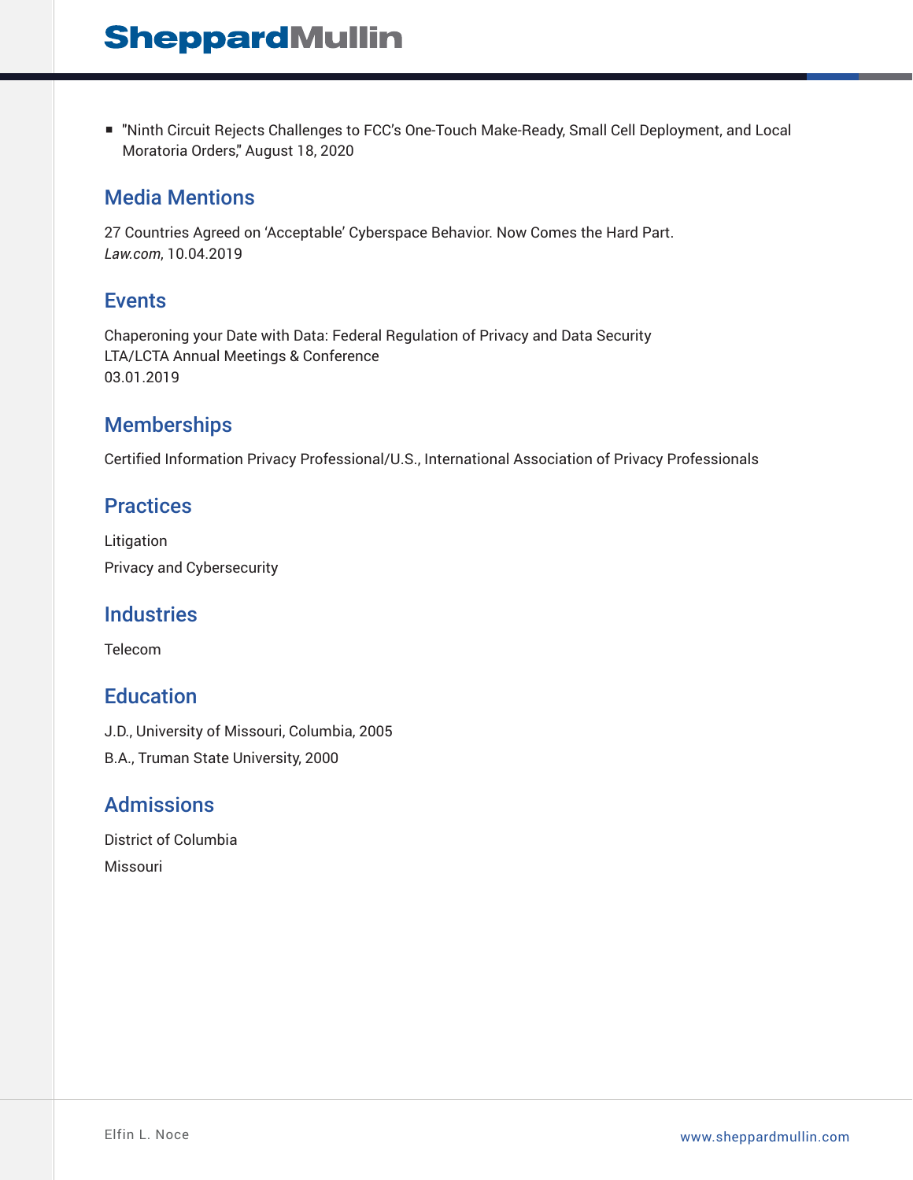- "Ninth Circuit Rejects Challenges to FCC's One-Touch Make-Ready, Small Cell Deployment, and Local Moratoria Orders," August 18, 2020

## Media Mentions

27 Countries Agreed on 'Acceptable' Cyberspace Behavior. Now Comes the Hard Part.
*Law.com*, 10.04.2019

## Events

Chaperoning your Date with Data: Federal Regulation of Privacy and Data Security
LTA/LCTA Annual Meetings & Conference
03.01.2019

## Memberships

Certified Information Privacy Professional/U.S., International Association of Privacy Professionals

## Practices

Litigation

Privacy and Cybersecurity

## Industries

Telecom

## Education

J.D., University of Missouri, Columbia, 2005

B.A., Truman State University, 2000

## Admissions

District of Columbia

Missouri